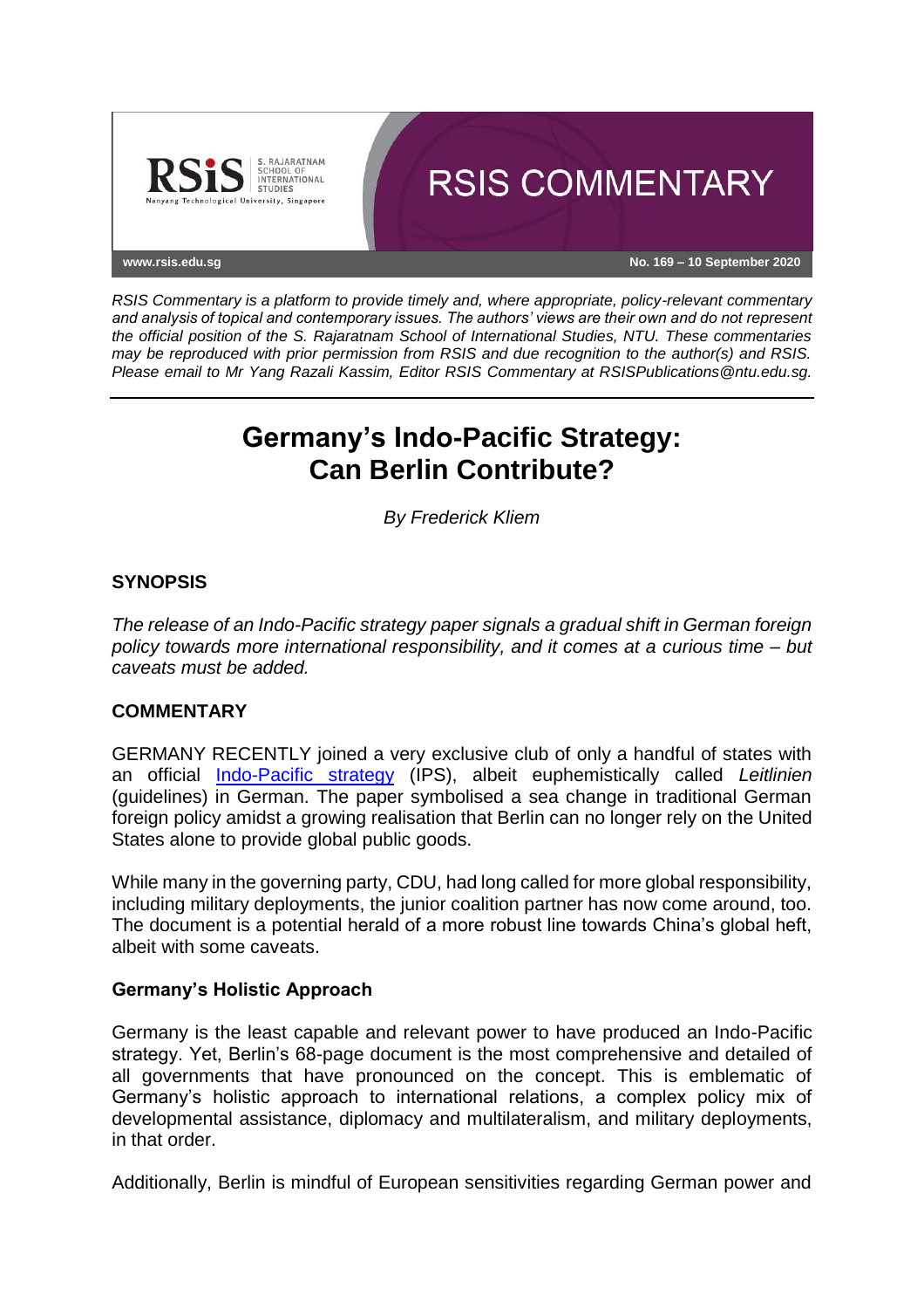RSIS COMMENTARY

www.rsis.edu.sg

No. 169 – 10 September 2020

*RSIS Commentary is a platform to provide timely and, where appropriate, policy-relevant commentary and analysis of topical and contemporary issues. The authors' views are their own and do not represent the official position of the S. Rajaratnam School of International Studies, NTU. These commentaries may be reproduced with prior permission from RSIS and due recognition to the author(s) and RSIS. Please email to Mr Yang Razali Kassim, Editor RSIS Commentary at RSISPublications@ntu.edu.sg.*

# Germany's Indo-Pacific Strategy: Can Berlin Contribute?

*By Frederick Kliem*

## SYNOPSIS

*The release of an Indo-Pacific strategy paper signals a gradual shift in German foreign policy towards more international responsibility, and it comes at a curious time – but caveats must be added.*

## COMMENTARY

GERMANY RECENTLY joined a very exclusive club of only a handful of states with an official Indo-Pacific strategy (IPS), albeit euphemistically called *Leitlinien* (guidelines) in German. The paper symbolised a sea change in traditional German foreign policy amidst a growing realisation that Berlin can no longer rely on the United States alone to provide global public goods.

While many in the governing party, CDU, had long called for more global responsibility, including military deployments, the junior coalition partner has now come around, too. The document is a potential herald of a more robust line towards China's global heft, albeit with some caveats.

### Germany's Holistic Approach

Germany is the least capable and relevant power to have produced an Indo-Pacific strategy. Yet, Berlin's 68-page document is the most comprehensive and detailed of all governments that have pronounced on the concept. This is emblematic of Germany's holistic approach to international relations, a complex policy mix of developmental assistance, diplomacy and multilateralism, and military deployments, in that order.

Additionally, Berlin is mindful of European sensitivities regarding German power and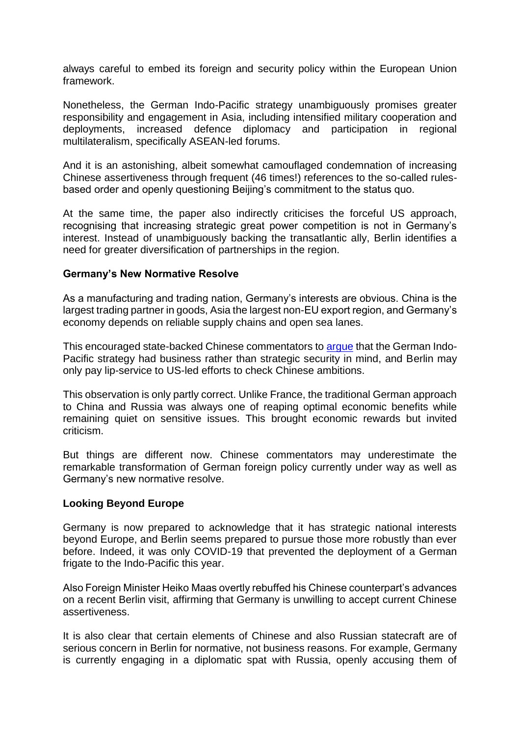always careful to embed its foreign and security policy within the European Union framework.

Nonetheless, the German Indo-Pacific strategy unambiguously promises greater responsibility and engagement in Asia, including intensified military cooperation and deployments, increased defence diplomacy and participation in regional multilateralism, specifically ASEAN-led forums.

And it is an astonishing, albeit somewhat camouflaged condemnation of increasing Chinese assertiveness through frequent (46 times!) references to the so-called rules-based order and openly questioning Beijing's commitment to the status quo.

At the same time, the paper also indirectly criticises the forceful US approach, recognising that increasing strategic great power competition is not in Germany's interest. Instead of unambiguously backing the transatlantic ally, Berlin identifies a need for greater diversification of partnerships in the region.

**Germany's New Normative Resolve**

As a manufacturing and trading nation, Germany's interests are obvious. China is the largest trading partner in goods, Asia the largest non-EU export region, and Germany's economy depends on reliable supply chains and open sea lanes.

This encouraged state-backed Chinese commentators to argue that the German Indo-Pacific strategy had business rather than strategic security in mind, and Berlin may only pay lip-service to US-led efforts to check Chinese ambitions.

This observation is only partly correct. Unlike France, the traditional German approach to China and Russia was always one of reaping optimal economic benefits while remaining quiet on sensitive issues. This brought economic rewards but invited criticism.

But things are different now. Chinese commentators may underestimate the remarkable transformation of German foreign policy currently under way as well as Germany's new normative resolve.

**Looking Beyond Europe**

Germany is now prepared to acknowledge that it has strategic national interests beyond Europe, and Berlin seems prepared to pursue those more robustly than ever before. Indeed, it was only COVID-19 that prevented the deployment of a German frigate to the Indo-Pacific this year.

Also Foreign Minister Heiko Maas overtly rebuffed his Chinese counterpart's advances on a recent Berlin visit, affirming that Germany is unwilling to accept current Chinese assertiveness.

It is also clear that certain elements of Chinese and also Russian statecraft are of serious concern in Berlin for normative, not business reasons. For example, Germany is currently engaging in a diplomatic spat with Russia, openly accusing them of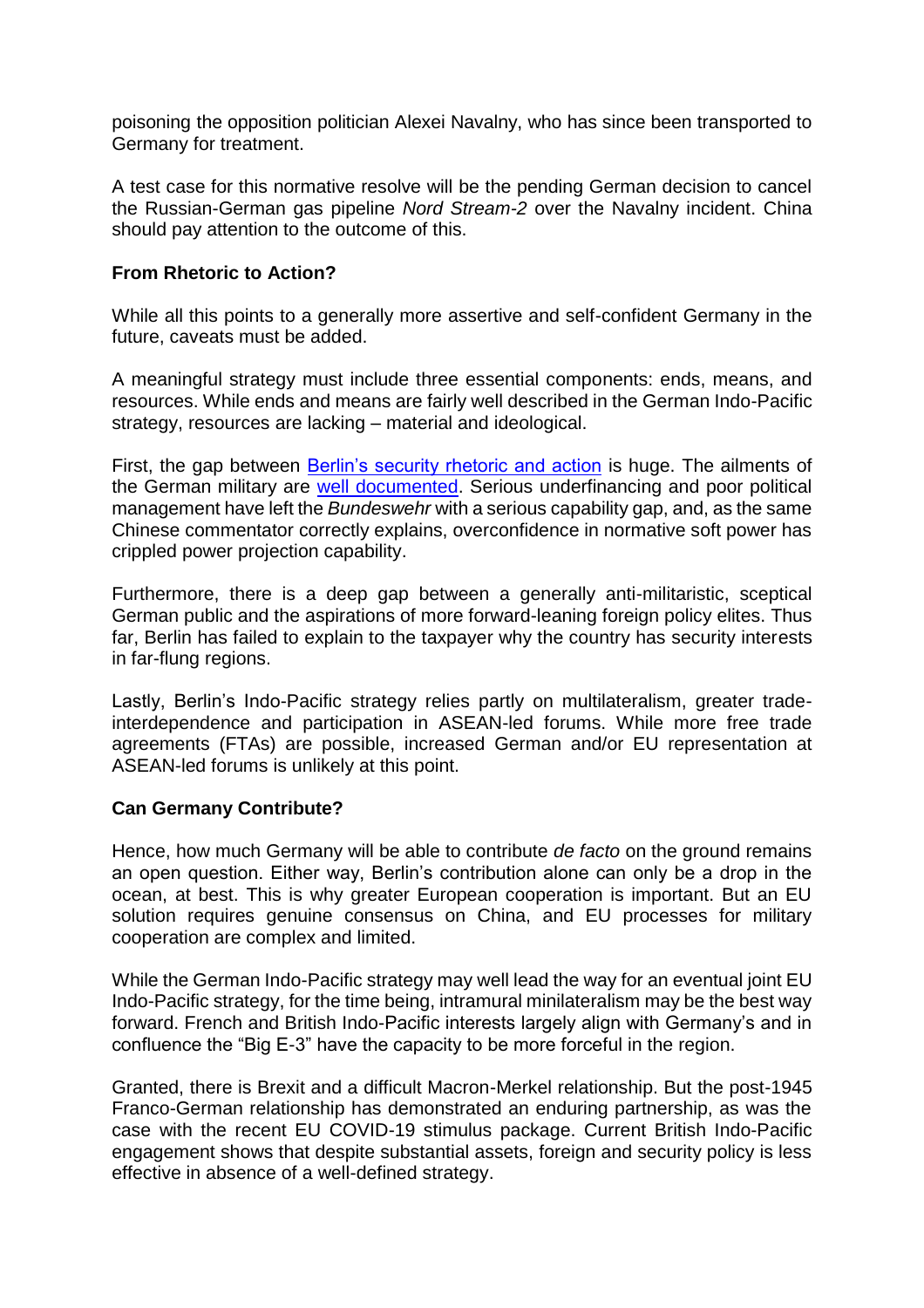poisoning the opposition politician Alexei Navalny, who has since been transported to Germany for treatment.

A test case for this normative resolve will be the pending German decision to cancel the Russian-German gas pipeline *Nord Stream-2* over the Navalny incident. China should pay attention to the outcome of this.

**From Rhetoric to Action?**

While all this points to a generally more assertive and self-confident Germany in the future, caveats must be added.

A meaningful strategy must include three essential components: ends, means, and resources. While ends and means are fairly well described in the German Indo-Pacific strategy, resources are lacking – material and ideological.

First, the gap between Berlin's security rhetoric and action is huge. The ailments of the German military are well documented. Serious underfinancing and poor political management have left the *Bundeswehr* with a serious capability gap, and, as the same Chinese commentator correctly explains, overconfidence in normative soft power has crippled power projection capability.

Furthermore, there is a deep gap between a generally anti-militaristic, sceptical German public and the aspirations of more forward-leaning foreign policy elites. Thus far, Berlin has failed to explain to the taxpayer why the country has security interests in far-flung regions.

Lastly, Berlin's Indo-Pacific strategy relies partly on multilateralism, greater trade-interdependence and participation in ASEAN-led forums. While more free trade agreements (FTAs) are possible, increased German and/or EU representation at ASEAN-led forums is unlikely at this point.

**Can Germany Contribute?**

Hence, how much Germany will be able to contribute *de facto* on the ground remains an open question. Either way, Berlin's contribution alone can only be a drop in the ocean, at best. This is why greater European cooperation is important. But an EU solution requires genuine consensus on China, and EU processes for military cooperation are complex and limited.

While the German Indo-Pacific strategy may well lead the way for an eventual joint EU Indo-Pacific strategy, for the time being, intramural minilateralism may be the best way forward. French and British Indo-Pacific interests largely align with Germany's and in confluence the "Big E-3" have the capacity to be more forceful in the region.

Granted, there is Brexit and a difficult Macron-Merkel relationship. But the post-1945 Franco-German relationship has demonstrated an enduring partnership, as was the case with the recent EU COVID-19 stimulus package. Current British Indo-Pacific engagement shows that despite substantial assets, foreign and security policy is less effective in absence of a well-defined strategy.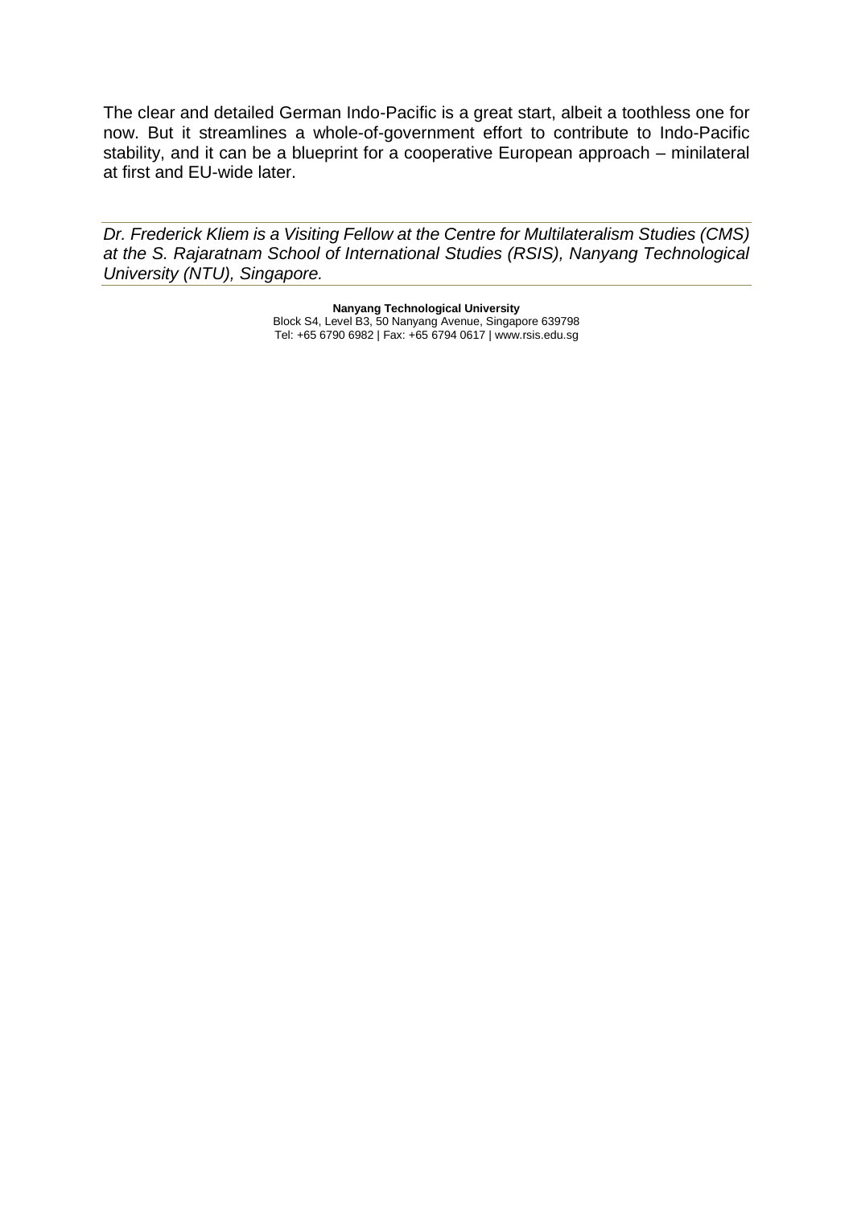The clear and detailed German Indo-Pacific is a great start, albeit a toothless one for now. But it streamlines a whole-of-government effort to contribute to Indo-Pacific stability, and it can be a blueprint for a cooperative European approach – minilateral at first and EU-wide later.

---

*Dr. Frederick Kliem is a Visiting Fellow at the Centre for Multilateralism Studies (CMS) at the S. Rajaratnam School of International Studies (RSIS), Nanyang Technological University (NTU), Singapore.*

---

**Nanyang Technological University**
Block S4, Level B3, 50 Nanyang Avenue, Singapore 639798
Tel: +65 6790 6982 | Fax: +65 6794 0617 | www.rsis.edu.sg